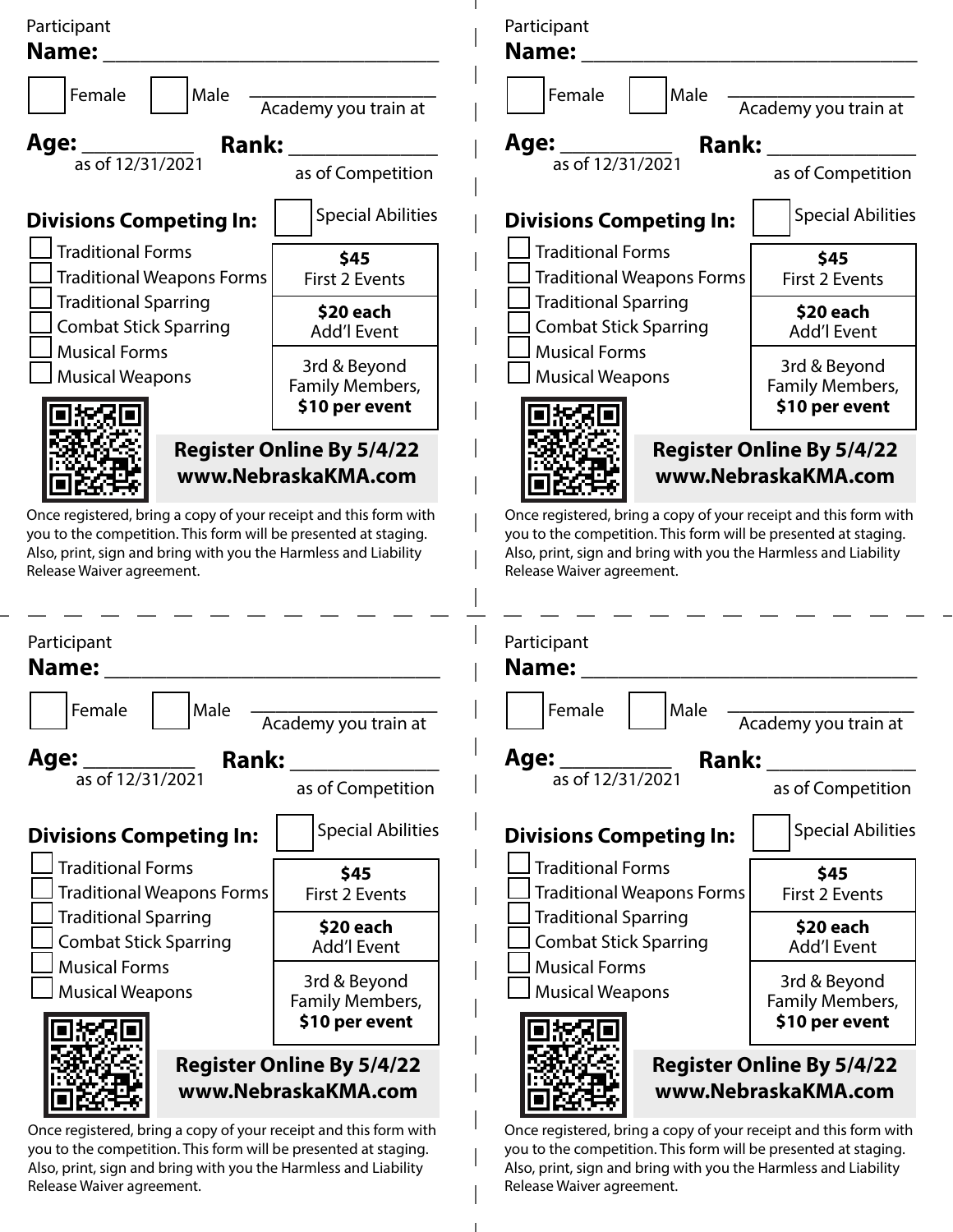Participant
**Name:** ______________________________

☐ Female ☐ Male ____________________
Academy you train at

**Age:** __________ as of 12/31/2021

**Rank:** ____________ as of Competition

**Divisions Competing In:** ☐ Special Abilities

- ☐ Traditional Forms
- ☐ Traditional Weapons Forms
- ☐ Traditional Sparring
- ☐ Combat Stick Sparring
- ☐ Musical Forms
- ☐ Musical Weapons

| |
|---|
| **$45** First 2 Events |
| **$20 each** Add'l Event |
| 3rd & Beyond Family Members, **$10 per event** |

**Register Online By 5/4/22**
**www.NebraskaKMA.com**

Once registered, bring a copy of your receipt and this form with you to the competition. This form will be presented at staging. Also, print, sign and bring with you the Harmless and Liability Release Waiver agreement.

---

Participant
**Name:** ______________________________

☐ Female ☐ Male ____________________
Academy you train at

**Age:** __________ as of 12/31/2021

**Rank:** ____________ as of Competition

**Divisions Competing In:** ☐ Special Abilities

- ☐ Traditional Forms
- ☐ Traditional Weapons Forms
- ☐ Traditional Sparring
- ☐ Combat Stick Sparring
- ☐ Musical Forms
- ☐ Musical Weapons

| |
|---|
| **$45** First 2 Events |
| **$20 each** Add'l Event |
| 3rd & Beyond Family Members, **$10 per event** |

**Register Online By 5/4/22**
**www.NebraskaKMA.com**

Once registered, bring a copy of your receipt and this form with you to the competition. This form will be presented at staging. Also, print, sign and bring with you the Harmless and Liability Release Waiver agreement.

---

Participant
**Name:** ______________________________

☐ Female ☐ Male ____________________
Academy you train at

**Age:** __________ as of 12/31/2021

**Rank:** ____________ as of Competition

**Divisions Competing In:** ☐ Special Abilities

- ☐ Traditional Forms
- ☐ Traditional Weapons Forms
- ☐ Traditional Sparring
- ☐ Combat Stick Sparring
- ☐ Musical Forms
- ☐ Musical Weapons

| |
|---|
| **$45** First 2 Events |
| **$20 each** Add'l Event |
| 3rd & Beyond Family Members, **$10 per event** |

**Register Online By 5/4/22**
**www.NebraskaKMA.com**

Once registered, bring a copy of your receipt and this form with you to the competition. This form will be presented at staging. Also, print, sign and bring with you the Harmless and Liability Release Waiver agreement.

---

Participant
**Name:** ______________________________

☐ Female ☐ Male ____________________
Academy you train at

**Age:** __________ as of 12/31/2021

**Rank:** ____________ as of Competition

**Divisions Competing In:** ☐ Special Abilities

- ☐ Traditional Forms
- ☐ Traditional Weapons Forms
- ☐ Traditional Sparring
- ☐ Combat Stick Sparring
- ☐ Musical Forms
- ☐ Musical Weapons

| |
|---|
| **$45** First 2 Events |
| **$20 each** Add'l Event |
| 3rd & Beyond Family Members, **$10 per event** |

**Register Online By 5/4/22**
**www.NebraskaKMA.com**

Once registered, bring a copy of your receipt and this form with you to the competition. This form will be presented at staging. Also, print, sign and bring with you the Harmless and Liability Release Waiver agreement.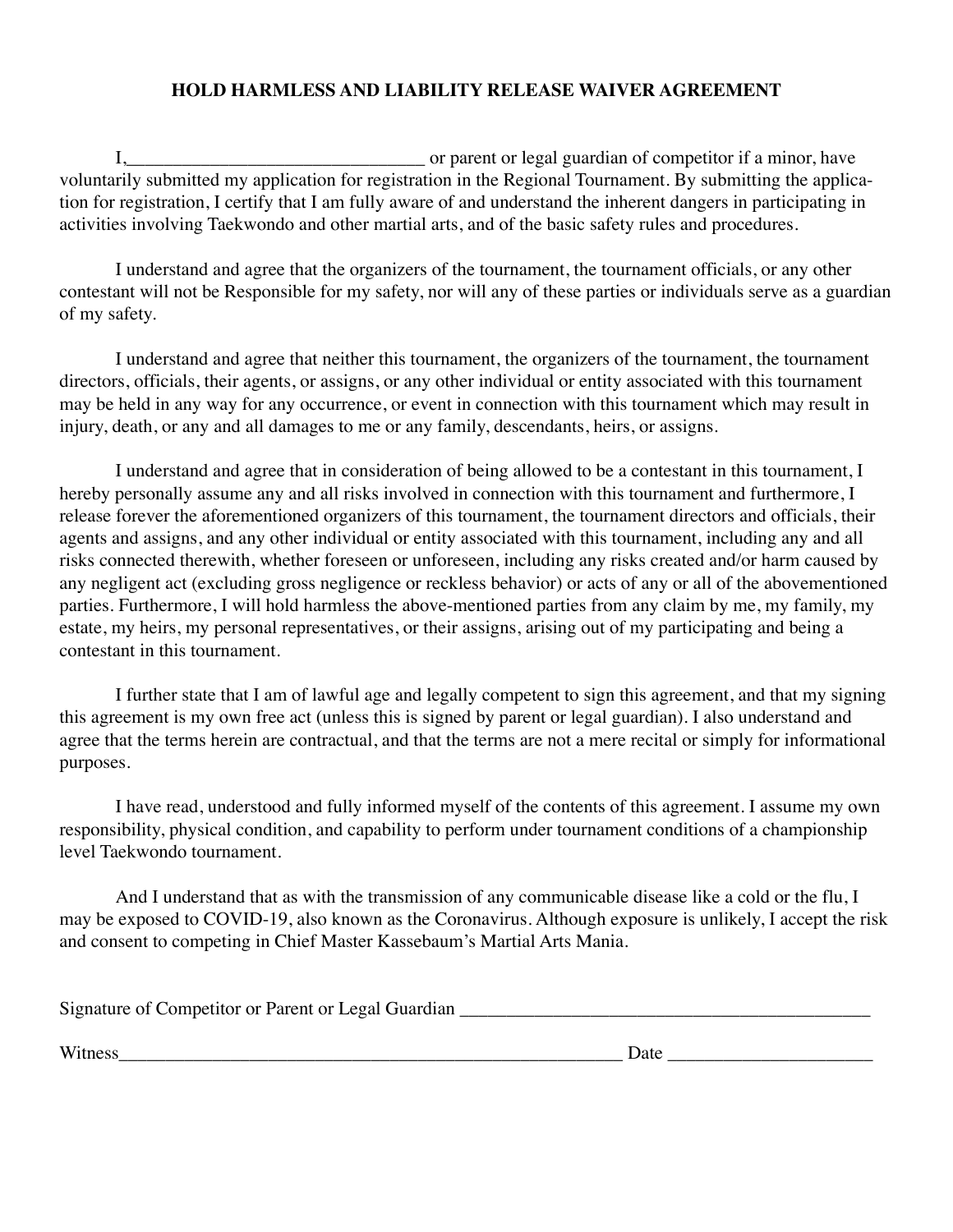## HOLD HARMLESS AND LIABILITY RELEASE WAIVER AGREEMENT

I,________________________________ or parent or legal guardian of competitor if a minor, have voluntarily submitted my application for registration in the Regional Tournament. By submitting the application for registration, I certify that I am fully aware of and understand the inherent dangers in participating in activities involving Taekwondo and other martial arts, and of the basic safety rules and procedures.

I understand and agree that the organizers of the tournament, the tournament officials, or any other contestant will not be Responsible for my safety, nor will any of these parties or individuals serve as a guardian of my safety.

I understand and agree that neither this tournament, the organizers of the tournament, the tournament directors, officials, their agents, or assigns, or any other individual or entity associated with this tournament may be held in any way for any occurrence, or event in connection with this tournament which may result in injury, death, or any and all damages to me or any family, descendants, heirs, or assigns.

I understand and agree that in consideration of being allowed to be a contestant in this tournament, I hereby personally assume any and all risks involved in connection with this tournament and furthermore, I release forever the aforementioned organizers of this tournament, the tournament directors and officials, their agents and assigns, and any other individual or entity associated with this tournament, including any and all risks connected therewith, whether foreseen or unforeseen, including any risks created and/or harm caused by any negligent act (excluding gross negligence or reckless behavior) or acts of any or all of the abovementioned parties. Furthermore, I will hold harmless the above-mentioned parties from any claim by me, my family, my estate, my heirs, my personal representatives, or their assigns, arising out of my participating and being a contestant in this tournament.

I further state that I am of lawful age and legally competent to sign this agreement, and that my signing this agreement is my own free act (unless this is signed by parent or legal guardian). I also understand and agree that the terms herein are contractual, and that the terms are not a mere recital or simply for informational purposes.

I have read, understood and fully informed myself of the contents of this agreement. I assume my own responsibility, physical condition, and capability to perform under tournament conditions of a championship level Taekwondo tournament.

And I understand that as with the transmission of any communicable disease like a cold or the flu, I may be exposed to COVID-19, also known as the Coronavirus. Although exposure is unlikely, I accept the risk and consent to competing in Chief Master Kassebaum's Martial Arts Mania.

Signature of Competitor or Parent or Legal Guardian ______________________________________________

Witness_________________________________________________________ Date ______________________